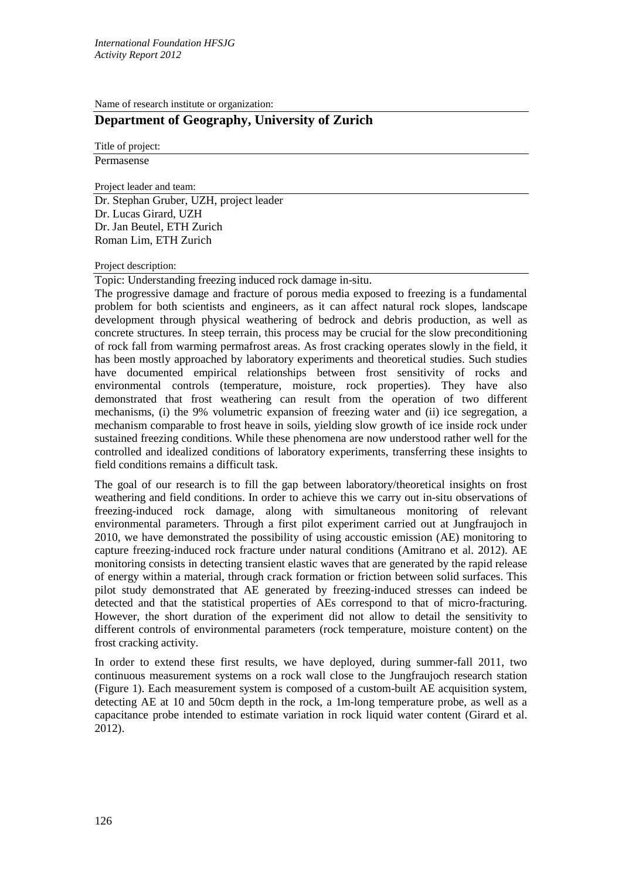Name of research institute or organization:

## Department of Geography, University of Zurich

Title of project:

Permasense

Project leader and team:

Dr. Stephan Gruber, UZH, project leader
Dr. Lucas Girard, UZH
Dr. Jan Beutel, ETH Zurich
Roman Lim, ETH Zurich

Project description:

Topic: Understanding freezing induced rock damage in-situ.

The progressive damage and fracture of porous media exposed to freezing is a fundamental problem for both scientists and engineers, as it can affect natural rock slopes, landscape development through physical weathering of bedrock and debris production, as well as concrete structures. In steep terrain, this process may be crucial for the slow preconditioning of rock fall from warming permafrost areas. As frost cracking operates slowly in the field, it has been mostly approached by laboratory experiments and theoretical studies. Such studies have documented empirical relationships between frost sensitivity of rocks and environmental controls (temperature, moisture, rock properties). They have also demonstrated that frost weathering can result from the operation of two different mechanisms, (i) the 9% volumetric expansion of freezing water and (ii) ice segregation, a mechanism comparable to frost heave in soils, yielding slow growth of ice inside rock under sustained freezing conditions. While these phenomena are now understood rather well for the controlled and idealized conditions of laboratory experiments, transferring these insights to field conditions remains a difficult task.

The goal of our research is to fill the gap between laboratory/theoretical insights on frost weathering and field conditions. In order to achieve this we carry out in-situ observations of freezing-induced rock damage, along with simultaneous monitoring of relevant environmental parameters. Through a first pilot experiment carried out at Jungfraujoch in 2010, we have demonstrated the possibility of using accoustic emission (AE) monitoring to capture freezing-induced rock fracture under natural conditions (Amitrano et al. 2012). AE monitoring consists in detecting transient elastic waves that are generated by the rapid release of energy within a material, through crack formation or friction between solid surfaces. This pilot study demonstrated that AE generated by freezing-induced stresses can indeed be detected and that the statistical properties of AEs correspond to that of micro-fracturing. However, the short duration of the experiment did not allow to detail the sensitivity to different controls of environmental parameters (rock temperature, moisture content) on the frost cracking activity.

In order to extend these first results, we have deployed, during summer-fall 2011, two continuous measurement systems on a rock wall close to the Jungfraujoch research station (Figure 1). Each measurement system is composed of a custom-built AE acquisition system, detecting AE at 10 and 50cm depth in the rock, a 1m-long temperature probe, as well as a capacitance probe intended to estimate variation in rock liquid water content (Girard et al. 2012).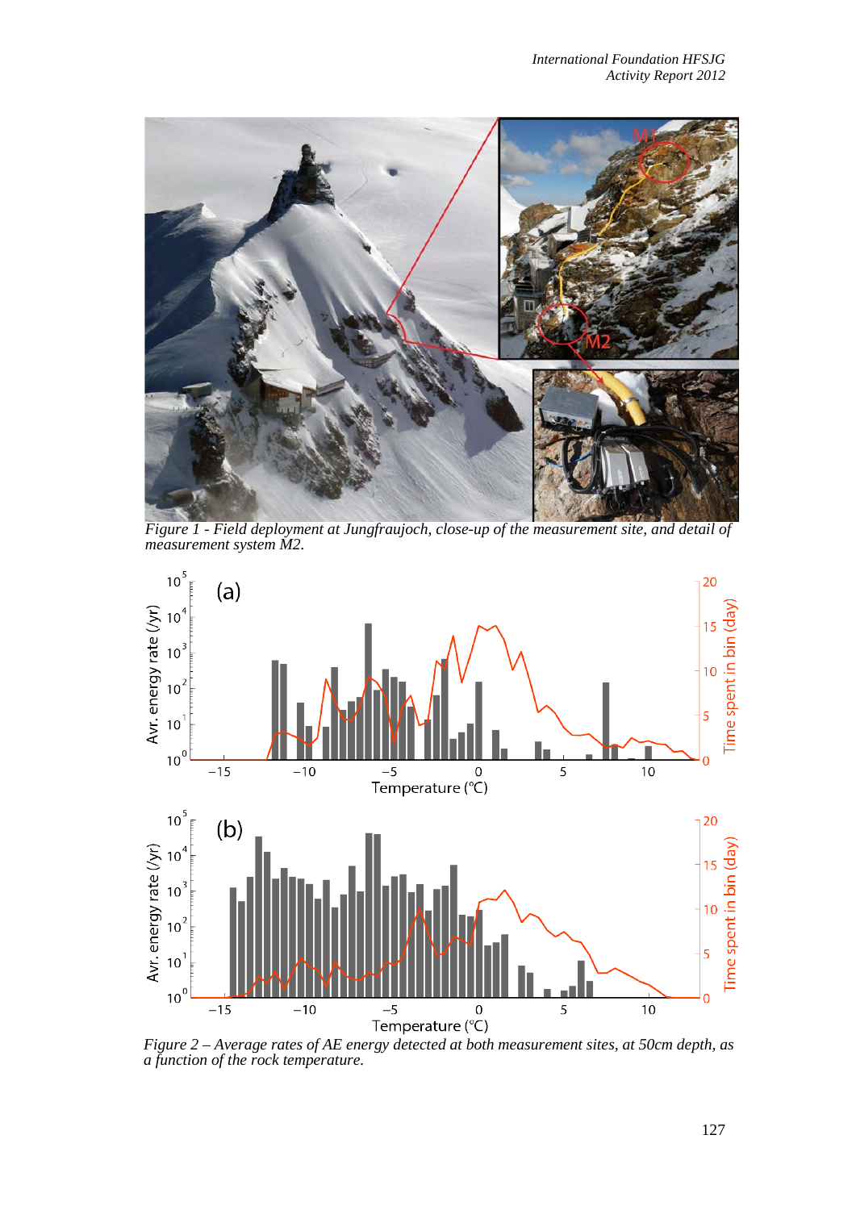*Figure 1 - Field deployment at Jungfraujoch, close-up of the measurement site, and detail of measurement system M2.*

*Figure 2 – Average rates of AE energy detected at both measurement sites, at 50cm depth, as a function of the rock temperature.*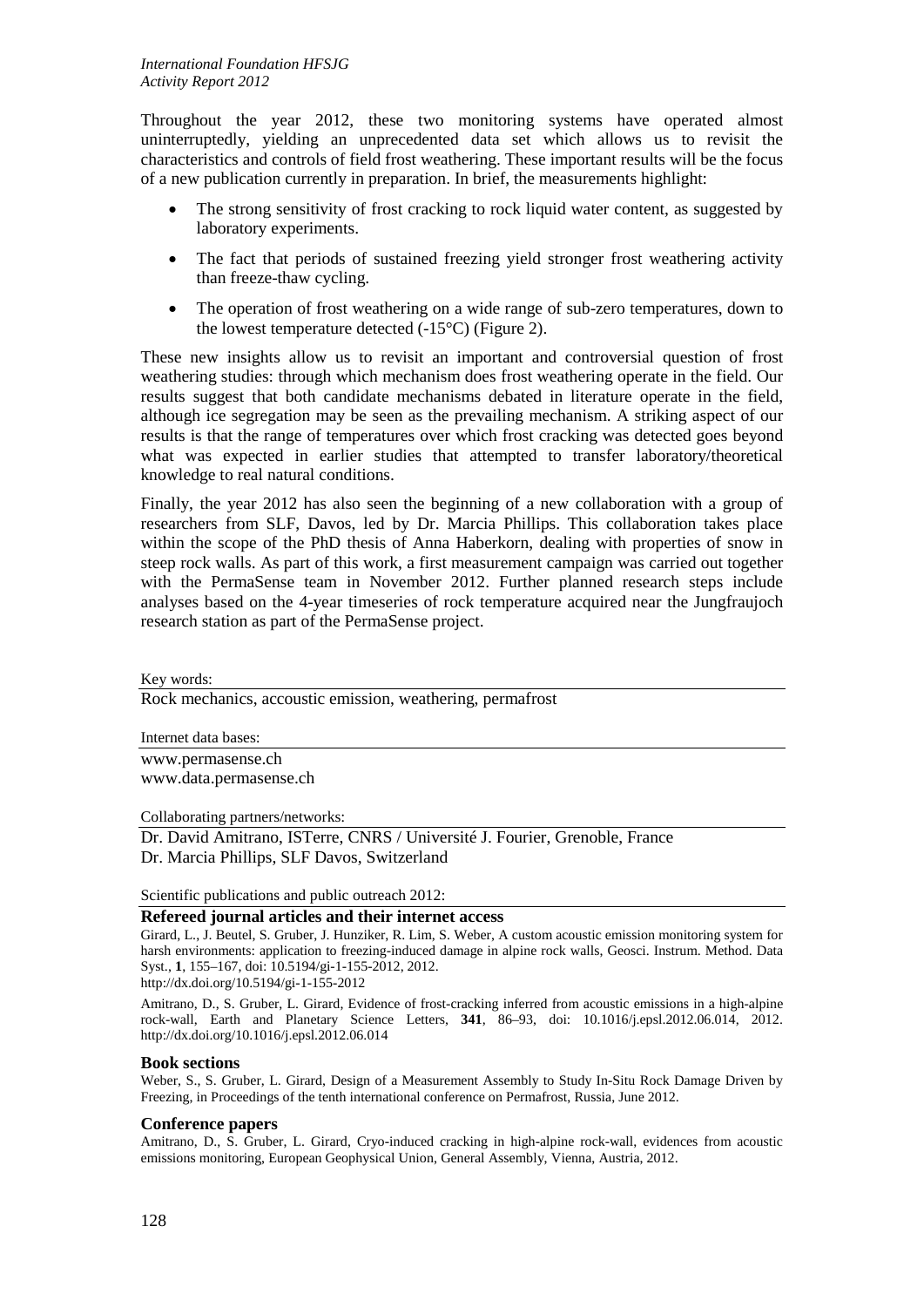Throughout the year 2012, these two monitoring systems have operated almost uninterruptedly, yielding an unprecedented data set which allows us to revisit the characteristics and controls of field frost weathering. These important results will be the focus of a new publication currently in preparation. In brief, the measurements highlight:

- The strong sensitivity of frost cracking to rock liquid water content, as suggested by laboratory experiments.
- The fact that periods of sustained freezing yield stronger frost weathering activity than freeze-thaw cycling.
- The operation of frost weathering on a wide range of sub-zero temperatures, down to the lowest temperature detected (-15°C) (Figure 2).

These new insights allow us to revisit an important and controversial question of frost weathering studies: through which mechanism does frost weathering operate in the field. Our results suggest that both candidate mechanisms debated in literature operate in the field, although ice segregation may be seen as the prevailing mechanism. A striking aspect of our results is that the range of temperatures over which frost cracking was detected goes beyond what was expected in earlier studies that attempted to transfer laboratory/theoretical knowledge to real natural conditions.

Finally, the year 2012 has also seen the beginning of a new collaboration with a group of researchers from SLF, Davos, led by Dr. Marcia Phillips. This collaboration takes place within the scope of the PhD thesis of Anna Haberkorn, dealing with properties of snow in steep rock walls. As part of this work, a first measurement campaign was carried out together with the PermaSense team in November 2012. Further planned research steps include analyses based on the 4-year timeseries of rock temperature acquired near the Jungfraujoch research station as part of the PermaSense project.

Key words:

Rock mechanics, accoustic emission, weathering, permafrost

Internet data bases:

www.permasense.ch
www.data.permasense.ch

Collaborating partners/networks:

Dr. David Amitrano, ISTerre, CNRS / Université J. Fourier, Grenoble, France
Dr. Marcia Phillips, SLF Davos, Switzerland

Scientific publications and public outreach 2012:

**Refereed journal articles and their internet access**

Girard, L., J. Beutel, S. Gruber, J. Hunziker, R. Lim, S. Weber, A custom acoustic emission monitoring system for harsh environments: application to freezing-induced damage in alpine rock walls, Geosci. Instrum. Method. Data Syst., **1**, 155–167, doi: 10.5194/gi-1-155-2012, 2012.
http://dx.doi.org/10.5194/gi-1-155-2012

Amitrano, D., S. Gruber, L. Girard, Evidence of frost-cracking inferred from acoustic emissions in a high-alpine rock-wall, Earth and Planetary Science Letters, **341**, 86–93, doi: 10.1016/j.epsl.2012.06.014, 2012.
http://dx.doi.org/10.1016/j.epsl.2012.06.014

**Book sections**

Weber, S., S. Gruber, L. Girard, Design of a Measurement Assembly to Study In-Situ Rock Damage Driven by Freezing, in Proceedings of the tenth international conference on Permafrost, Russia, June 2012.

**Conference papers**

Amitrano, D., S. Gruber, L. Girard, Cryo-induced cracking in high-alpine rock-wall, evidences from acoustic emissions monitoring, European Geophysical Union, General Assembly, Vienna, Austria, 2012.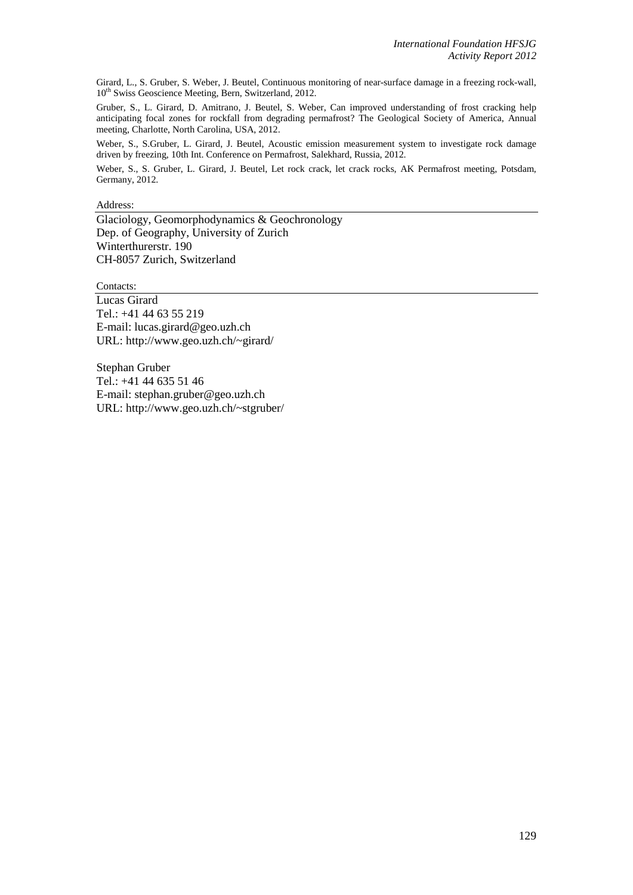Girard, L., S. Gruber, S. Weber, J. Beutel, Continuous monitoring of near-surface damage in a freezing rock-wall, 10[th] Swiss Geoscience Meeting, Bern, Switzerland, 2012.

Gruber, S., L. Girard, D. Amitrano, J. Beutel, S. Weber, Can improved understanding of frost cracking help anticipating focal zones for rockfall from degrading permafrost? The Geological Society of America, Annual meeting, Charlotte, North Carolina, USA, 2012.

Weber, S., S.Gruber, L. Girard, J. Beutel, Acoustic emission measurement system to investigate rock damage driven by freezing, 10th Int. Conference on Permafrost, Salekhard, Russia, 2012.

Weber, S., S. Gruber, L. Girard, J. Beutel, Let rock crack, let crack rocks, AK Permafrost meeting, Potsdam, Germany, 2012.

Address:

Glaciology, Geomorphodynamics & Geochronology
Dep. of Geography, University of Zurich
Winterthurerstr. 190
CH-8057 Zurich, Switzerland

Contacts:

Lucas Girard
Tel.: +41 44 63 55 219
E-mail: lucas.girard@geo.uzh.ch
URL: http://www.geo.uzh.ch/~girard/

Stephan Gruber
Tel.: +41 44 635 51 46
E-mail: stephan.gruber@geo.uzh.ch
URL: http://www.geo.uzh.ch/~stgruber/